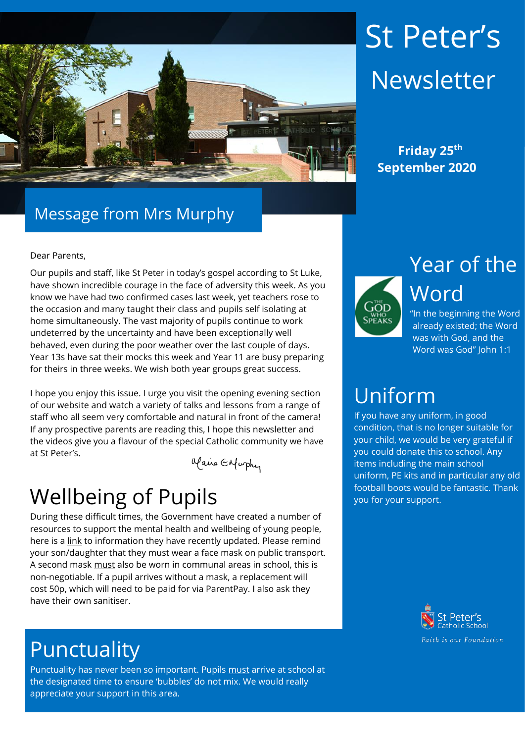# St Peter's Newsletter

**Friday 25th September 2020**

## Message from Mrs Murphy

Dear Parents,

Our pupils and staff, like St Peter in today's gospel according to St Luke, have shown incredible courage in the face of adversity this week. As you know we have had two confirmed cases last week, yet teachers rose to the occasion and many taught their class and pupils self isolating at home simultaneously. The vast majority of pupils continue to work undeterred by the uncertainty and have been exceptionally well behaved, even during the poor weather over the last couple of days. Year 13s have sat their mocks this week and Year 11 are busy preparing for theirs in three weeks. We wish both year groups great success.

I hope you enjoy this issue. I urge you visit the opening evening section of our website and watch a variety of talks and lessons from a range of staff who all seem very comfortable and natural in front of the camera! If any prospective parents are reading this, I hope this newsletter and the videos give you a flavour of the special Catholic community we have at St Peter's.

Maire E Murphy

## Wellbeing of Pupils

During these difficult times, the Government have created a number of resources to support the mental health and wellbeing of young people, here is a link to information they have recently updated. Please remind your son/daughter that they must wear a face mask on public transport. A second mask must also be worn in communal areas in school, this is non-negotiable. If a pupil arrives without a mask, a replacement will cost 50p, which will need to be paid for via ParentPay. I also ask they have their own sanitiser.

## Punctuality

Punctuality has never been so important. Pupils must arrive at school at the designated time to ensure 'bubbles' do not mix. We would really appreciate your support in this area.

## Year of the Word

THE GOD WHO SPEAKS

"In the beginning the Word already existed; the Word was with God, and the Word was God" John 1:1

## Uniform

If you have any uniform, in good condition, that is no longer suitable for your child, we would be very grateful if you could donate this to school. Any items including the main school uniform, PE kits and in particular any old football boots would be fantastic. Thank you for your support.

St Peter's Catholic School

*Faith is our Foundation*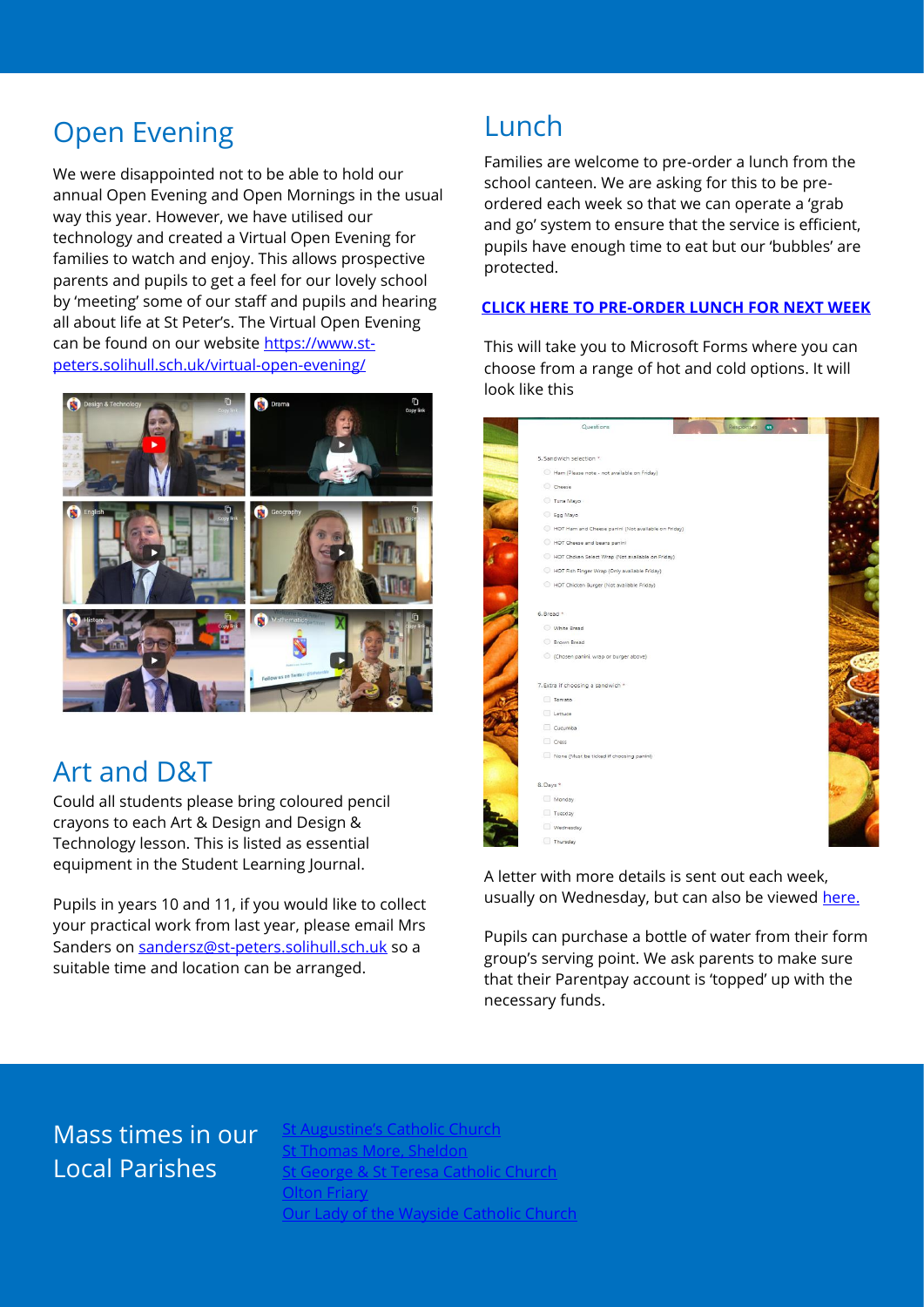## Open Evening

We were disappointed not to be able to hold our annual Open Evening and Open Mornings in the usual way this year. However, we have utilised our technology and created a Virtual Open Evening for families to watch and enjoy. This allows prospective parents and pupils to get a feel for our lovely school by 'meeting' some of our staff and pupils and hearing all about life at St Peter's. The Virtual Open Evening can be found on our website https://www.st-peters.solihull.sch.uk/virtual-open-evening/

## Art and D&T

Could all students please bring coloured pencil crayons to each Art & Design and Design & Technology lesson. This is listed as essential equipment in the Student Learning Journal.

Pupils in years 10 and 11, if you would like to collect your practical work from last year, please email Mrs Sanders on sandersz@st-peters.solihull.sch.uk so a suitable time and location can be arranged.

## Lunch

Families are welcome to pre-order a lunch from the school canteen. We are asking for this to be pre-ordered each week so that we can operate a 'grab and go' system to ensure that the service is efficient, pupils have enough time to eat but our 'bubbles' are protected.

**CLICK HERE TO PRE-ORDER LUNCH FOR NEXT WEEK**

This will take you to Microsoft Forms where you can choose from a range of hot and cold options. It will look like this

A letter with more details is sent out each week, usually on Wednesday, but can also be viewed here.

Pupils can purchase a bottle of water from their form group's serving point. We ask parents to make sure that their Parentpay account is 'topped' up with the necessary funds.

## Mass times in our Local Parishes

St Augustine's Catholic Church
St Thomas More, Sheldon
St George & St Teresa Catholic Church
Olton Friary
Our Lady of the Wayside Catholic Church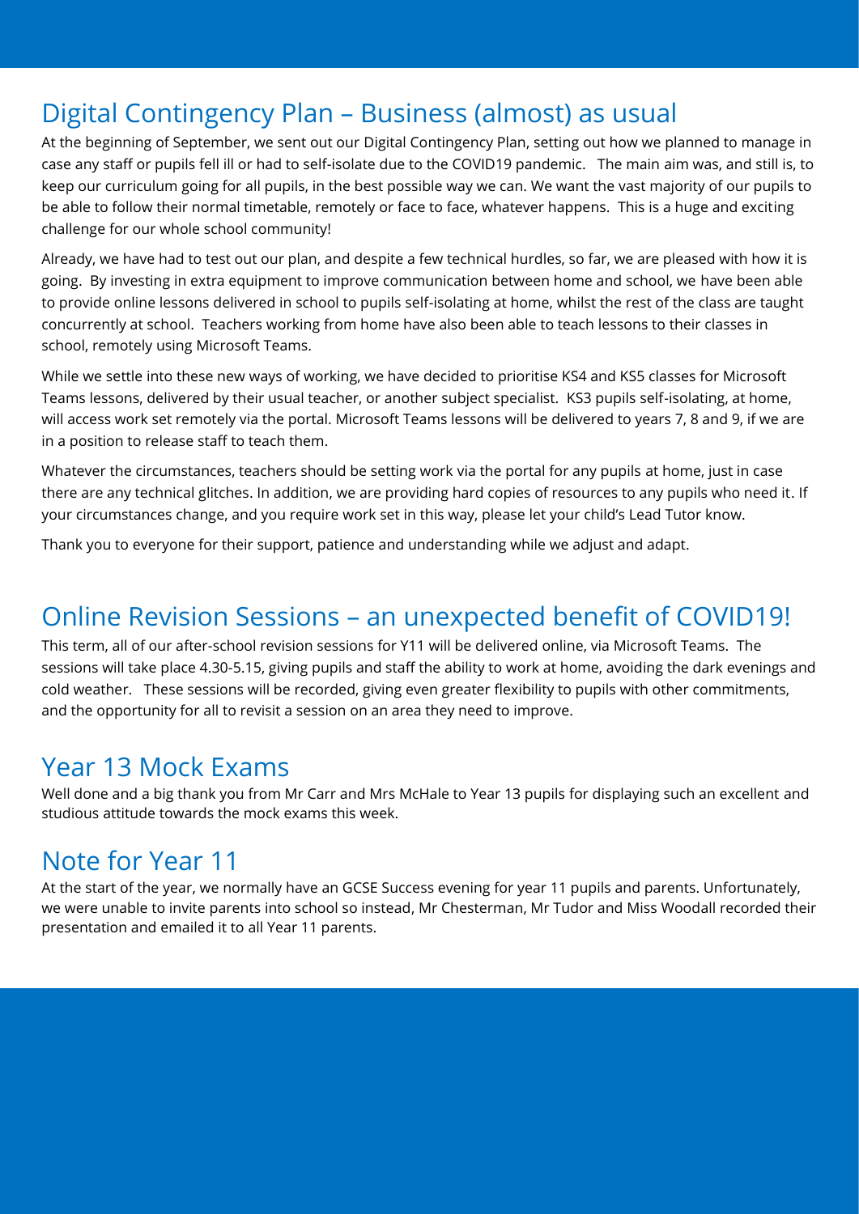## Digital Contingency Plan – Business (almost) as usual

At the beginning of September, we sent out our Digital Contingency Plan, setting out how we planned to manage in case any staff or pupils fell ill or had to self-isolate due to the COVID19 pandemic. The main aim was, and still is, to keep our curriculum going for all pupils, in the best possible way we can. We want the vast majority of our pupils to be able to follow their normal timetable, remotely or face to face, whatever happens. This is a huge and exciting challenge for our whole school community!

Already, we have had to test out our plan, and despite a few technical hurdles, so far, we are pleased with how it is going. By investing in extra equipment to improve communication between home and school, we have been able to provide online lessons delivered in school to pupils self-isolating at home, whilst the rest of the class are taught concurrently at school. Teachers working from home have also been able to teach lessons to their classes in school, remotely using Microsoft Teams.

While we settle into these new ways of working, we have decided to prioritise KS4 and KS5 classes for Microsoft Teams lessons, delivered by their usual teacher, or another subject specialist. KS3 pupils self-isolating, at home, will access work set remotely via the portal. Microsoft Teams lessons will be delivered to years 7, 8 and 9, if we are in a position to release staff to teach them.

Whatever the circumstances, teachers should be setting work via the portal for any pupils at home, just in case there are any technical glitches. In addition, we are providing hard copies of resources to any pupils who need it. If your circumstances change, and you require work set in this way, please let your child's Lead Tutor know.

Thank you to everyone for their support, patience and understanding while we adjust and adapt.

## Online Revision Sessions – an unexpected benefit of COVID19!

This term, all of our after-school revision sessions for Y11 will be delivered online, via Microsoft Teams. The sessions will take place 4.30-5.15, giving pupils and staff the ability to work at home, avoiding the dark evenings and cold weather. These sessions will be recorded, giving even greater flexibility to pupils with other commitments, and the opportunity for all to revisit a session on an area they need to improve.

## Year 13 Mock Exams

Well done and a big thank you from Mr Carr and Mrs McHale to Year 13 pupils for displaying such an excellent and studious attitude towards the mock exams this week.

## Note for Year 11

At the start of the year, we normally have an GCSE Success evening for year 11 pupils and parents. Unfortunately, we were unable to invite parents into school so instead, Mr Chesterman, Mr Tudor and Miss Woodall recorded their presentation and emailed it to all Year 11 parents.